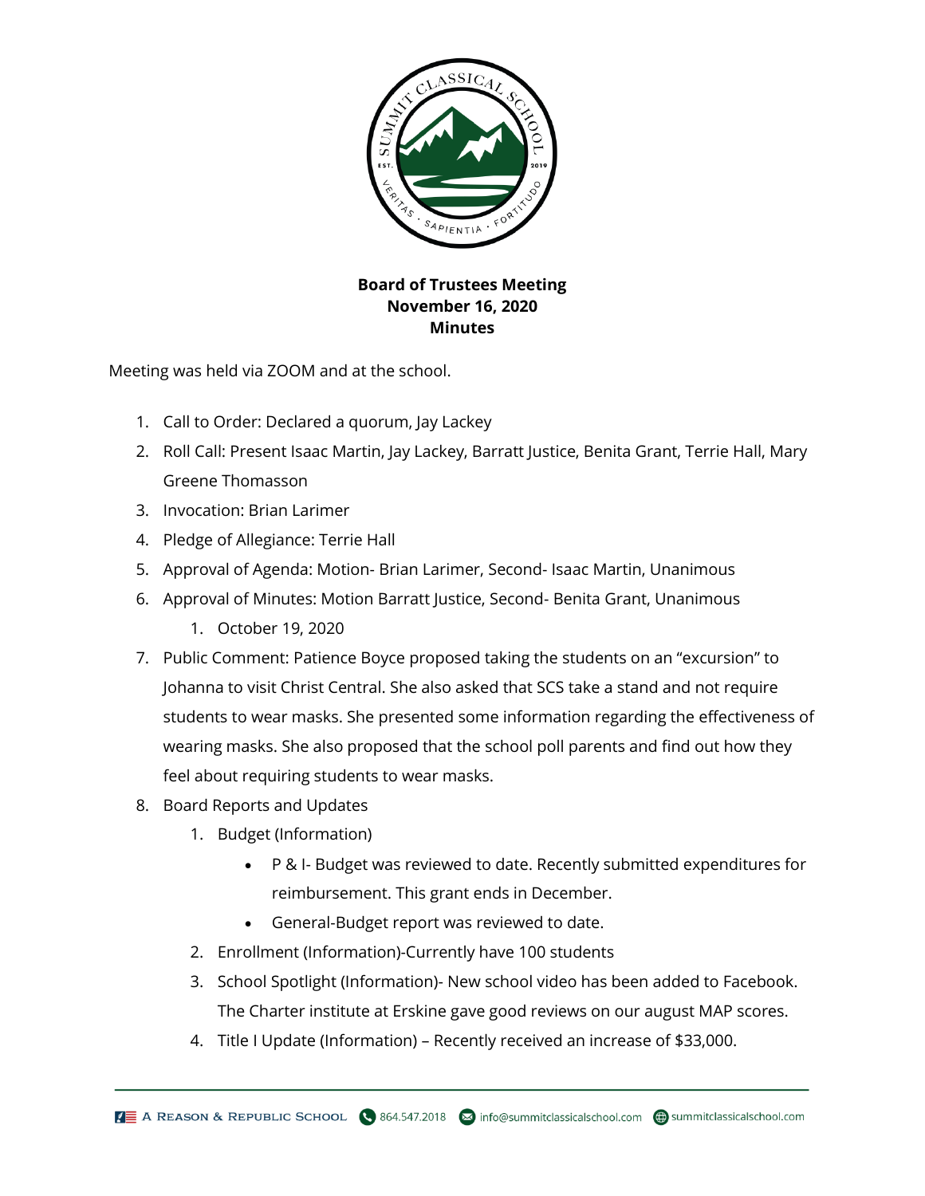**Board of Trustees Meeting**
**November 16, 2020**
**Minutes**

Meeting was held via ZOOM and at the school.

1. Call to Order: Declared a quorum, Jay Lackey
2. Roll Call: Present Isaac Martin, Jay Lackey, Barratt Justice, Benita Grant, Terrie Hall, Mary Greene Thomasson
3. Invocation: Brian Larimer
4. Pledge of Allegiance: Terrie Hall
5. Approval of Agenda: Motion- Brian Larimer, Second- Isaac Martin, Unanimous
6. Approval of Minutes: Motion Barratt Justice, Second- Benita Grant, Unanimous
   1. October 19, 2020
7. Public Comment: Patience Boyce proposed taking the students on an "excursion" to Johanna to visit Christ Central. She also asked that SCS take a stand and not require students to wear masks. She presented some information regarding the effectiveness of wearing masks. She also proposed that the school poll parents and find out how they feel about requiring students to wear masks.
8. Board Reports and Updates
   1. Budget (Information)
      - P & I- Budget was reviewed to date. Recently submitted expenditures for reimbursement. This grant ends in December.
      - General-Budget report was reviewed to date.
   2. Enrollment (Information)-Currently have 100 students
   3. School Spotlight (Information)- New school video has been added to Facebook. The Charter institute at Erskine gave good reviews on our august MAP scores.
   4. Title I Update (Information) – Recently received an increase of $33,000.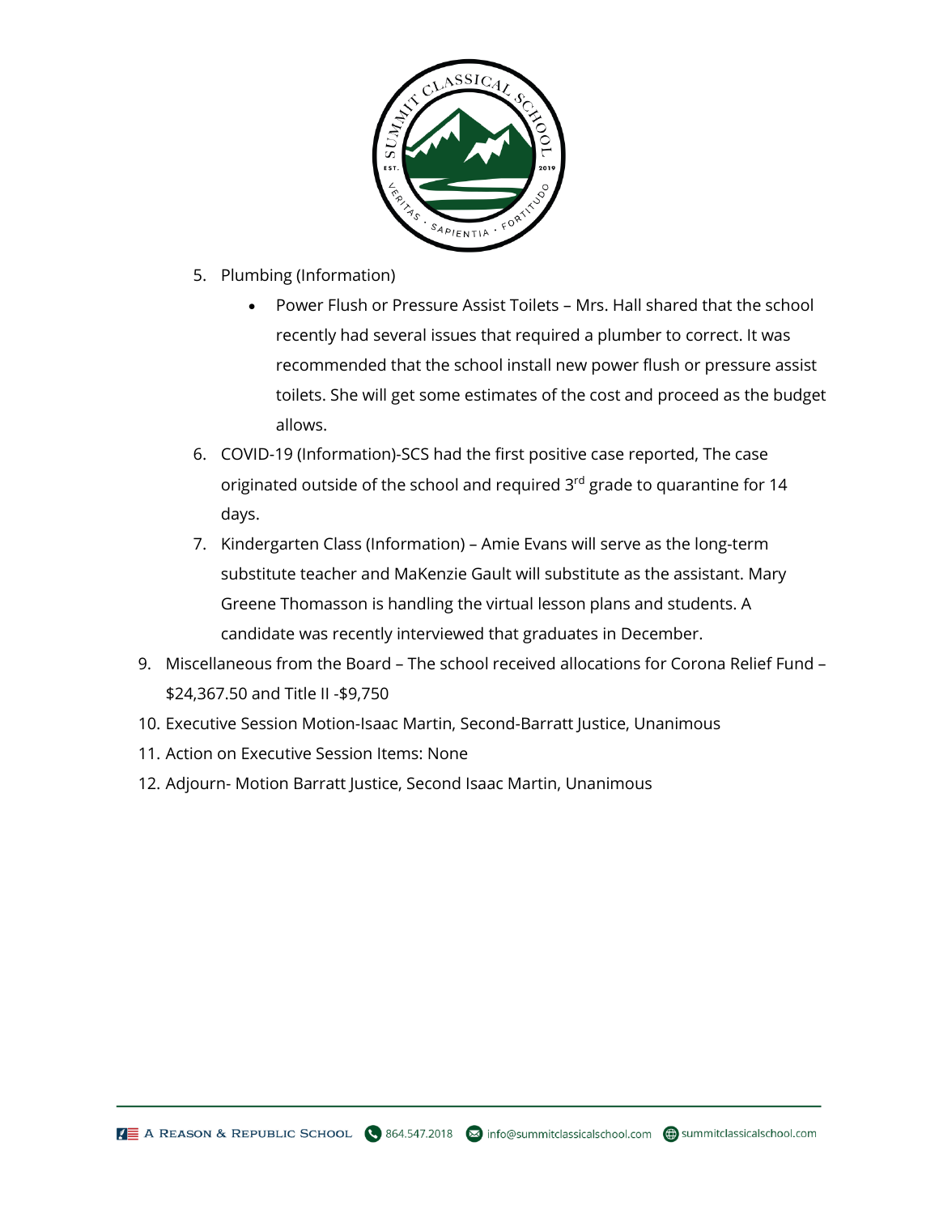5. Plumbing (Information)
    - Power Flush or Pressure Assist Toilets – Mrs. Hall shared that the school recently had several issues that required a plumber to correct. It was recommended that the school install new power flush or pressure assist toilets. She will get some estimates of the cost and proceed as the budget allows.
6. COVID-19 (Information)-SCS had the first positive case reported, The case originated outside of the school and required 3rd grade to quarantine for 14 days.
7. Kindergarten Class (Information) – Amie Evans will serve as the long-term substitute teacher and MaKenzie Gault will substitute as the assistant. Mary Greene Thomasson is handling the virtual lesson plans and students. A candidate was recently interviewed that graduates in December.

9. Miscellaneous from the Board – The school received allocations for Corona Relief Fund – $24,367.50 and Title II -$9,750
10. Executive Session Motion-Isaac Martin, Second-Barratt Justice, Unanimous
11. Action on Executive Session Items: None
12. Adjourn- Motion Barratt Justice, Second Isaac Martin, Unanimous